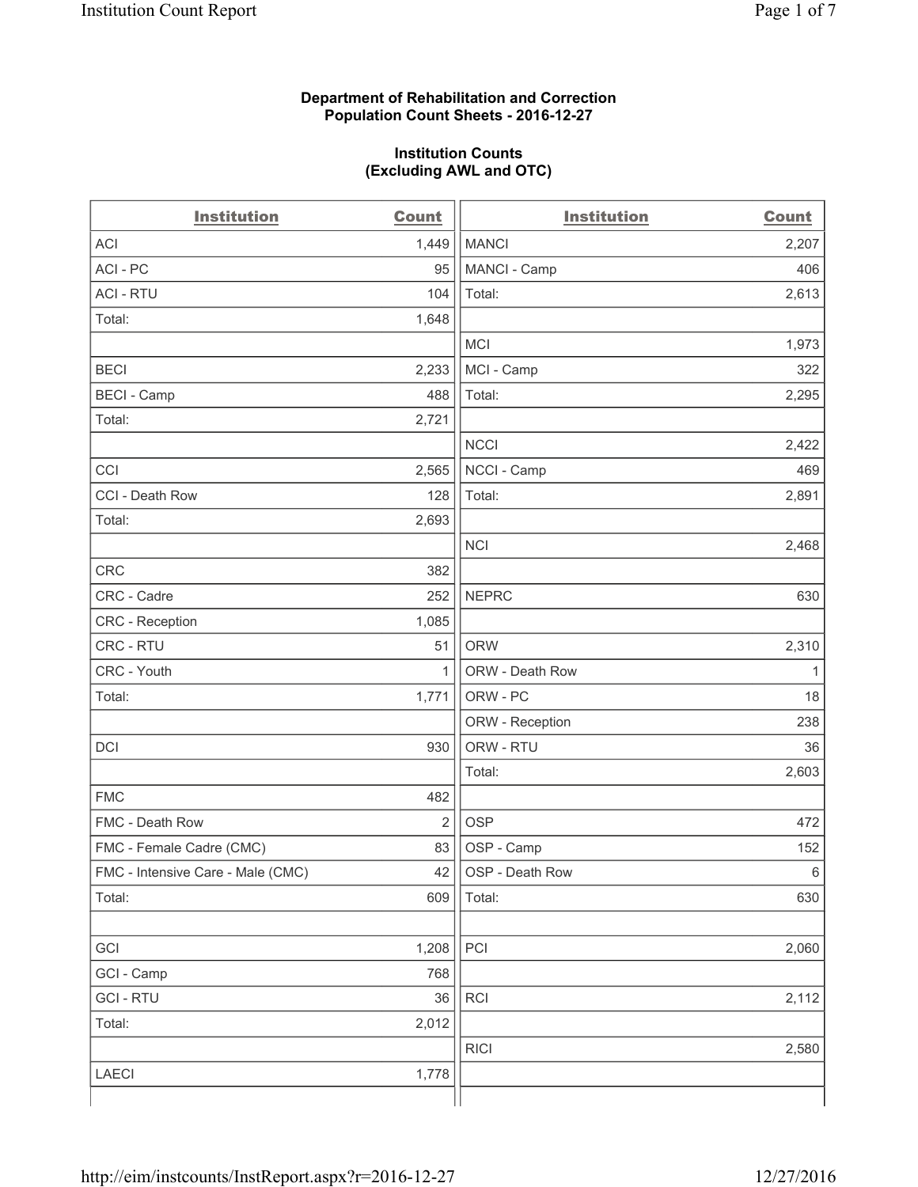**Department of Rehabilitation and Correction**
**Population Count Sheets - 2016-12-27**

**Institution Counts**
**(Excluding AWL and OTC)**

| Institution | Count |
|---|---|
| ACI | 1,449 |
| ACI - PC | 95 |
| ACI - RTU | 104 |
| Total: | 1,648 |
| | |
| BECI | 2,233 |
| BECI - Camp | 488 |
| Total: | 2,721 |
| | |
| CCI | 2,565 |
| CCI - Death Row | 128 |
| Total: | 2,693 |
| | |
| CRC | 382 |
| CRC - Cadre | 252 |
| CRC - Reception | 1,085 |
| CRC - RTU | 51 |
| CRC - Youth | 1 |
| Total: | 1,771 |
| | |
| DCI | 930 |
| | |
| FMC | 482 |
| FMC - Death Row | 2 |
| FMC - Female Cadre (CMC) | 83 |
| FMC - Intensive Care - Male (CMC) | 42 |
| Total: | 609 |
| | |
| GCI | 1,208 |
| GCI - Camp | 768 |
| GCI - RTU | 36 |
| Total: | 2,012 |
| | |
| LAECI | 1,778 |

| Institution | Count |
|---|---|
| MANCI | 2,207 |
| MANCI - Camp | 406 |
| Total: | 2,613 |
| | |
| MCI | 1,973 |
| MCI - Camp | 322 |
| Total: | 2,295 |
| | |
| NCCI | 2,422 |
| NCCI - Camp | 469 |
| Total: | 2,891 |
| | |
| NCI | 2,468 |
| | |
| NEPRC | 630 |
| | |
| ORW | 2,310 |
| ORW - Death Row | 1 |
| ORW - PC | 18 |
| ORW - Reception | 238 |
| ORW - RTU | 36 |
| Total: | 2,603 |
| | |
| OSP | 472 |
| OSP - Camp | 152 |
| OSP - Death Row | 6 |
| Total: | 630 |
| | |
| PCI | 2,060 |
| | |
| RCI | 2,112 |
| | |
| RICI | 2,580 |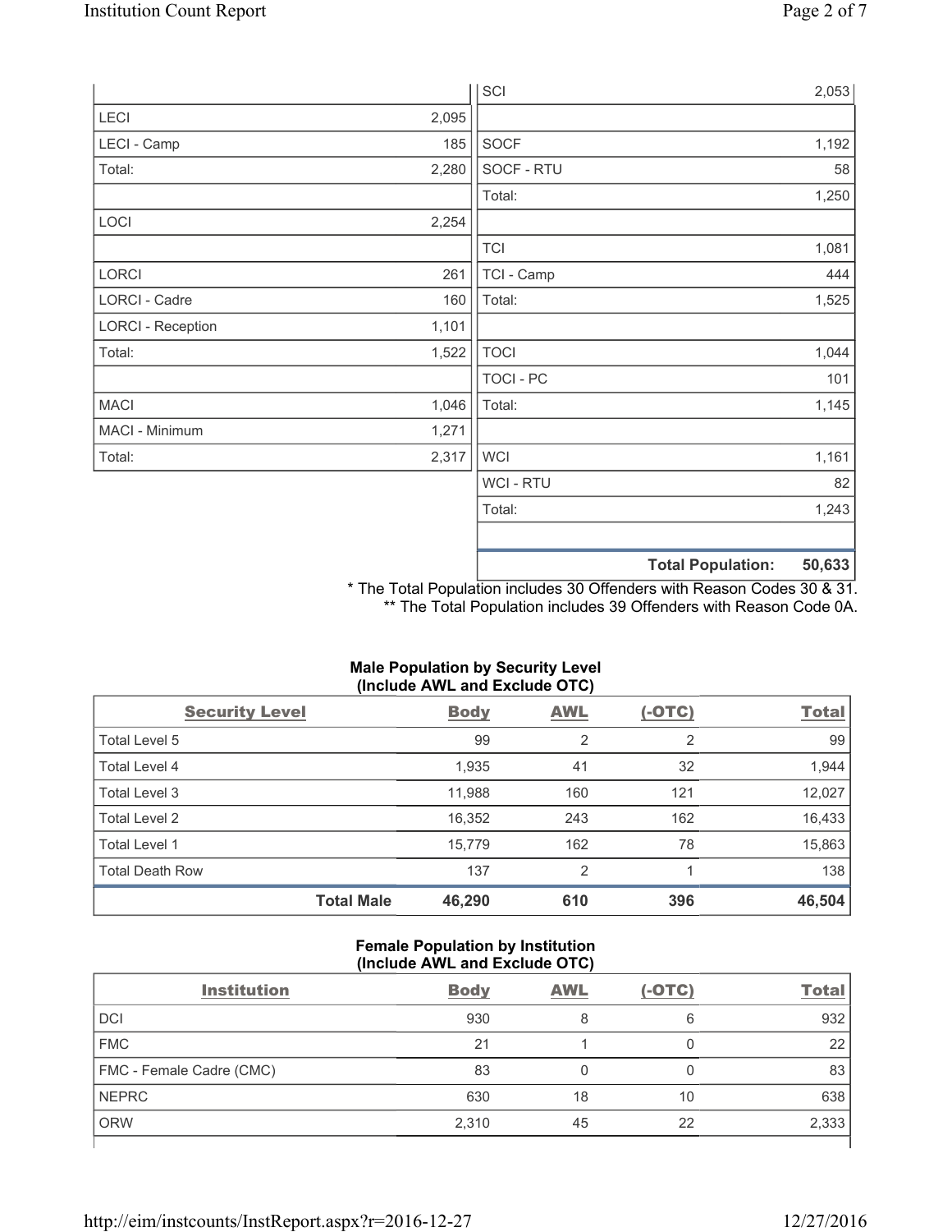| | |
|---|---|
| LECI | 2,095 |
| LECI - Camp | 185 |
| Total: | 2,280 |
| | |
| LOCI | 2,254 |
| | |
| LORCI | 261 |
| LORCI - Cadre | 160 |
| LORCI - Reception | 1,101 |
| Total: | 1,522 |
| | |
| MACI | 1,046 |
| MACI - Minimum | 1,271 |
| Total: | 2,317 |

| | |
|---|---|
| SCI | 2,053 |
| | |
| SOCF | 1,192 |
| SOCF - RTU | 58 |
| Total: | 1,250 |
| | |
| TCI | 1,081 |
| TCI - Camp | 444 |
| Total: | 1,525 |
| | |
| TOCI | 1,044 |
| TOCI - PC | 101 |
| Total: | 1,145 |
| | |
| WCI | 1,161 |
| WCI - RTU | 82 |
| Total: | 1,243 |
| | |
| **Total Population:** | **50,633** |

\* The Total Population includes 30 Offenders with Reason Codes 30 & 31.
\** The Total Population includes 39 Offenders with Reason Code 0A.

**Male Population by Security Level (Include AWL and Exclude OTC)**

| Security Level | Body | AWL | (-OTC) | Total |
|---|---|---|---|---|
| Total Level 5 | 99 | 2 | 2 | 99 |
| Total Level 4 | 1,935 | 41 | 32 | 1,944 |
| Total Level 3 | 11,988 | 160 | 121 | 12,027 |
| Total Level 2 | 16,352 | 243 | 162 | 16,433 |
| Total Level 1 | 15,779 | 162 | 78 | 15,863 |
| Total Death Row | 137 | 2 | 1 | 138 |
| **Total Male** | **46,290** | **610** | **396** | **46,504** |

**Female Population by Institution (Include AWL and Exclude OTC)**

| Institution | Body | AWL | (-OTC) | Total |
|---|---|---|---|---|
| DCI | 930 | 8 | 6 | 932 |
| FMC | 21 | 1 | 0 | 22 |
| FMC - Female Cadre (CMC) | 83 | 0 | 0 | 83 |
| NEPRC | 630 | 18 | 10 | 638 |
| ORW | 2,310 | 45 | 22 | 2,333 |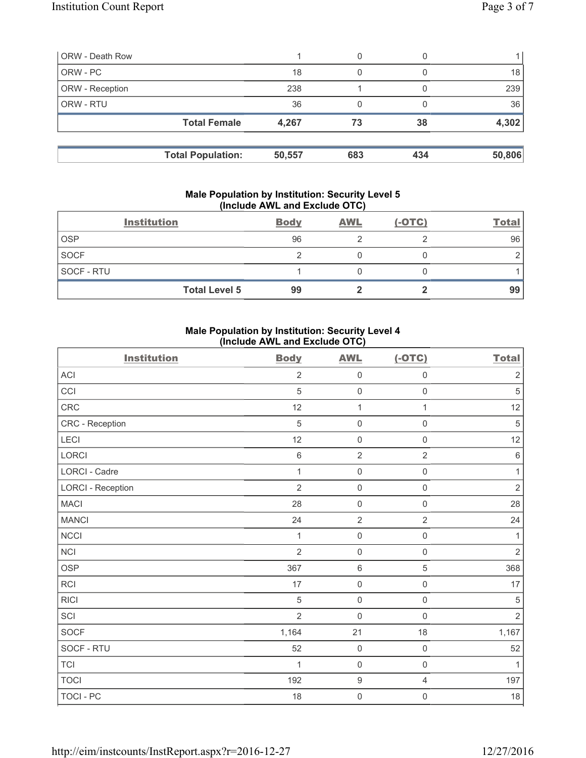| | | | | |
|---|---|---|---|---|
| ORW - Death Row | 1 | 0 | 0 | 1 |
| ORW - PC | 18 | 0 | 0 | 18 |
| ORW - Reception | 238 | 1 | 0 | 239 |
| ORW - RTU | 36 | 0 | 0 | 36 |
| **Total Female** | **4,267** | **73** | **38** | **4,302** |

| | | | | |
|---|---|---|---|---|
| **Total Population:** | **50,557** | **683** | **434** | **50,806** |

**Male Population by Institution: Security Level 5 (Include AWL and Exclude OTC)**

| Institution | Body | AWL | (-OTC) | Total |
|---|---|---|---|---|
| OSP | 96 | 2 | 2 | 96 |
| SOCF | 2 | 0 | 0 | 2 |
| SOCF - RTU | 1 | 0 | 0 | 1 |
| **Total Level 5** | **99** | **2** | **2** | **99** |

**Male Population by Institution: Security Level 4 (Include AWL and Exclude OTC)**

| Institution | Body | AWL | (-OTC) | Total |
|---|---|---|---|---|
| ACI | 2 | 0 | 0 | 2 |
| CCI | 5 | 0 | 0 | 5 |
| CRC | 12 | 1 | 1 | 12 |
| CRC - Reception | 5 | 0 | 0 | 5 |
| LECI | 12 | 0 | 0 | 12 |
| LORCI | 6 | 2 | 2 | 6 |
| LORCI - Cadre | 1 | 0 | 0 | 1 |
| LORCI - Reception | 2 | 0 | 0 | 2 |
| MACI | 28 | 0 | 0 | 28 |
| MANCI | 24 | 2 | 2 | 24 |
| NCCI | 1 | 0 | 0 | 1 |
| NCI | 2 | 0 | 0 | 2 |
| OSP | 367 | 6 | 5 | 368 |
| RCI | 17 | 0 | 0 | 17 |
| RICI | 5 | 0 | 0 | 5 |
| SCI | 2 | 0 | 0 | 2 |
| SOCF | 1,164 | 21 | 18 | 1,167 |
| SOCF - RTU | 52 | 0 | 0 | 52 |
| TCI | 1 | 0 | 0 | 1 |
| TOCI | 192 | 9 | 4 | 197 |
| TOCI - PC | 18 | 0 | 0 | 18 |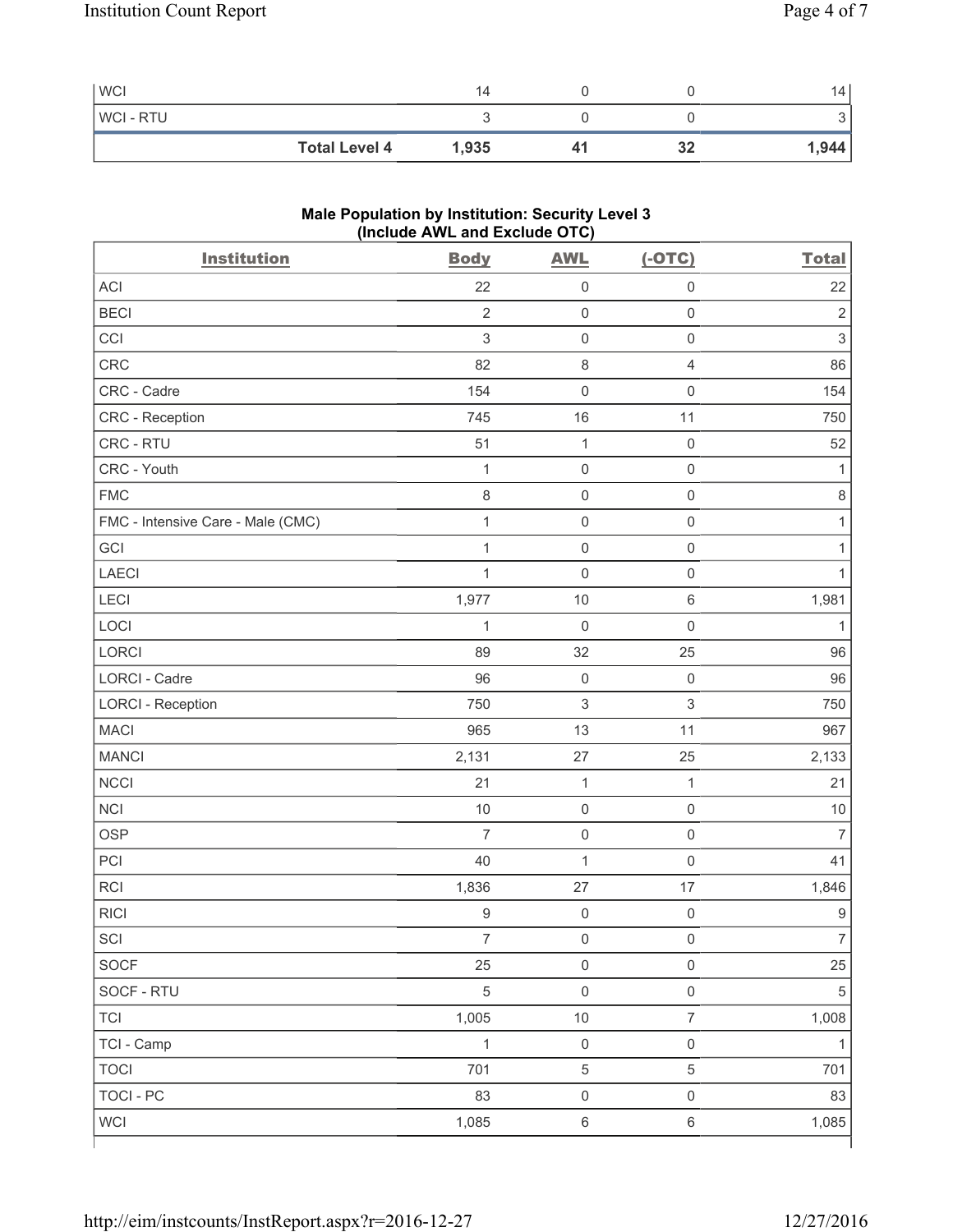| | | | | |
|---|---|---|---|---|
| WCI | 14 | 0 | 0 | 14 |
| WCI - RTU | 3 | 0 | 0 | 3 |
| **Total Level 4** | **1,935** | **41** | **32** | **1,944** |

**Male Population by Institution: Security Level 3 (Include AWL and Exclude OTC)**

| Institution | Body | AWL | (-OTC) | Total |
|---|---|---|---|---|
| ACI | 22 | 0 | 0 | 22 |
| BECI | 2 | 0 | 0 | 2 |
| CCI | 3 | 0 | 0 | 3 |
| CRC | 82 | 8 | 4 | 86 |
| CRC - Cadre | 154 | 0 | 0 | 154 |
| CRC - Reception | 745 | 16 | 11 | 750 |
| CRC - RTU | 51 | 1 | 0 | 52 |
| CRC - Youth | 1 | 0 | 0 | 1 |
| FMC | 8 | 0 | 0 | 8 |
| FMC - Intensive Care - Male (CMC) | 1 | 0 | 0 | 1 |
| GCI | 1 | 0 | 0 | 1 |
| LAECI | 1 | 0 | 0 | 1 |
| LECI | 1,977 | 10 | 6 | 1,981 |
| LOCI | 1 | 0 | 0 | 1 |
| LORCI | 89 | 32 | 25 | 96 |
| LORCI - Cadre | 96 | 0 | 0 | 96 |
| LORCI - Reception | 750 | 3 | 3 | 750 |
| MACI | 965 | 13 | 11 | 967 |
| MANCI | 2,131 | 27 | 25 | 2,133 |
| NCCI | 21 | 1 | 1 | 21 |
| NCI | 10 | 0 | 0 | 10 |
| OSP | 7 | 0 | 0 | 7 |
| PCI | 40 | 1 | 0 | 41 |
| RCI | 1,836 | 27 | 17 | 1,846 |
| RICI | 9 | 0 | 0 | 9 |
| SCI | 7 | 0 | 0 | 7 |
| SOCF | 25 | 0 | 0 | 25 |
| SOCF - RTU | 5 | 0 | 0 | 5 |
| TCI | 1,005 | 10 | 7 | 1,008 |
| TCI - Camp | 1 | 0 | 0 | 1 |
| TOCI | 701 | 5 | 5 | 701 |
| TOCI - PC | 83 | 0 | 0 | 83 |
| WCI | 1,085 | 6 | 6 | 1,085 |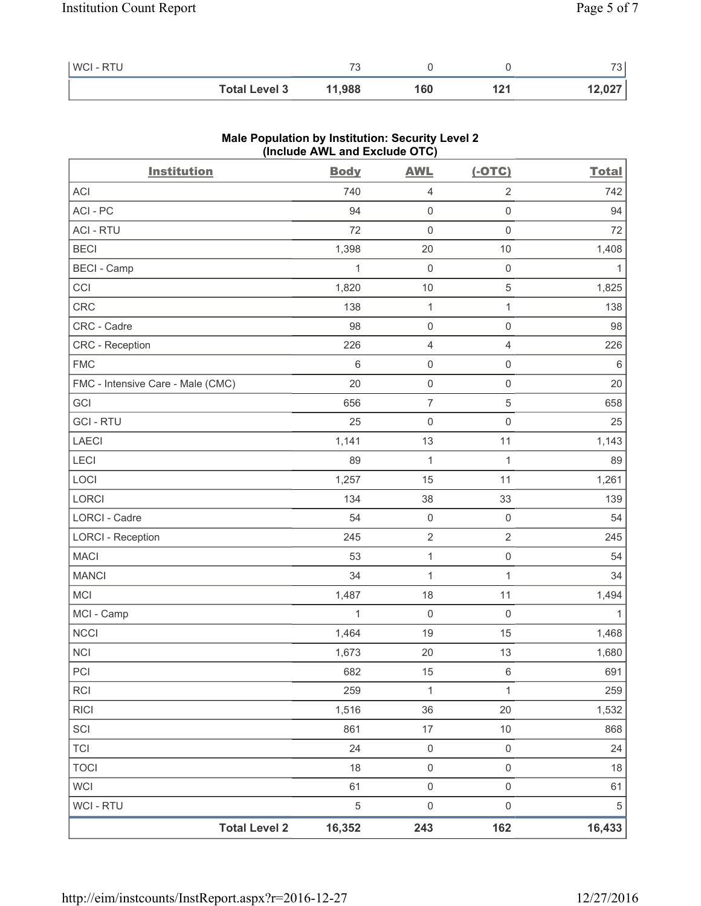| | | | | |
|---|---|---|---|---|
| WCI - RTU | 73 | 0 | 0 | 73 |
| **Total Level 3** | **11,988** | **160** | **121** | **12,027** |

**Male Population by Institution: Security Level 2 (Include AWL and Exclude OTC)**

| Institution | Body | AWL | (-OTC) | Total |
|---|---|---|---|---|
| ACI | 740 | 4 | 2 | 742 |
| ACI - PC | 94 | 0 | 0 | 94 |
| ACI - RTU | 72 | 0 | 0 | 72 |
| BECI | 1,398 | 20 | 10 | 1,408 |
| BECI - Camp | 1 | 0 | 0 | 1 |
| CCI | 1,820 | 10 | 5 | 1,825 |
| CRC | 138 | 1 | 1 | 138 |
| CRC - Cadre | 98 | 0 | 0 | 98 |
| CRC - Reception | 226 | 4 | 4 | 226 |
| FMC | 6 | 0 | 0 | 6 |
| FMC - Intensive Care - Male (CMC) | 20 | 0 | 0 | 20 |
| GCI | 656 | 7 | 5 | 658 |
| GCI - RTU | 25 | 0 | 0 | 25 |
| LAECI | 1,141 | 13 | 11 | 1,143 |
| LECI | 89 | 1 | 1 | 89 |
| LOCI | 1,257 | 15 | 11 | 1,261 |
| LORCI | 134 | 38 | 33 | 139 |
| LORCI - Cadre | 54 | 0 | 0 | 54 |
| LORCI - Reception | 245 | 2 | 2 | 245 |
| MACI | 53 | 1 | 0 | 54 |
| MANCI | 34 | 1 | 1 | 34 |
| MCI | 1,487 | 18 | 11 | 1,494 |
| MCI - Camp | 1 | 0 | 0 | 1 |
| NCCI | 1,464 | 19 | 15 | 1,468 |
| NCI | 1,673 | 20 | 13 | 1,680 |
| PCI | 682 | 15 | 6 | 691 |
| RCI | 259 | 1 | 1 | 259 |
| RICI | 1,516 | 36 | 20 | 1,532 |
| SCI | 861 | 17 | 10 | 868 |
| TCI | 24 | 0 | 0 | 24 |
| TOCI | 18 | 0 | 0 | 18 |
| WCI | 61 | 0 | 0 | 61 |
| WCI - RTU | 5 | 0 | 0 | 5 |
| **Total Level 2** | **16,352** | **243** | **162** | **16,433** |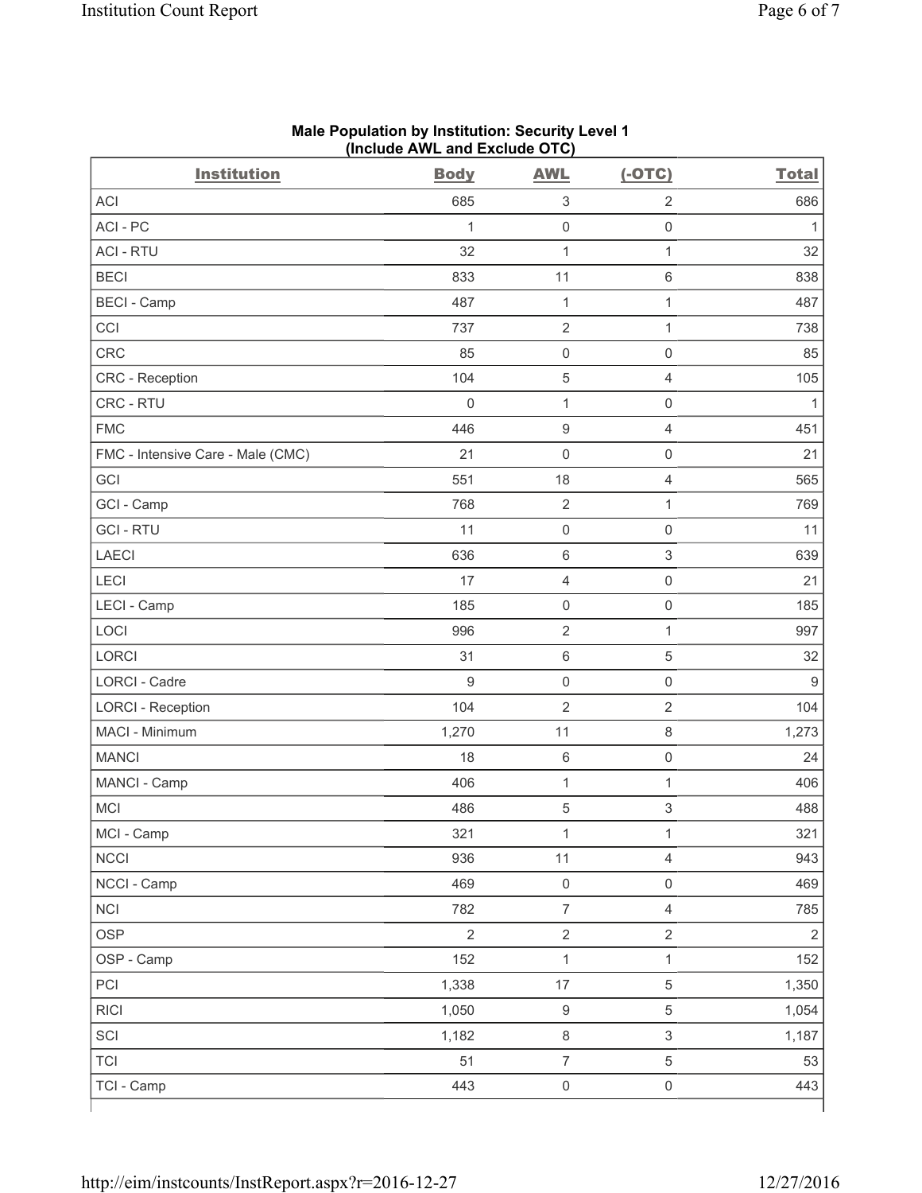**Male Population by Institution: Security Level 1 (Include AWL and Exclude OTC)**

| Institution | Body | AWL | (-OTC) | Total |
|---|---|---|---|---|
| ACI | 685 | 3 | 2 | 686 |
| ACI - PC | 1 | 0 | 0 | 1 |
| ACI - RTU | 32 | 1 | 1 | 32 |
| BECI | 833 | 11 | 6 | 838 |
| BECI - Camp | 487 | 1 | 1 | 487 |
| CCI | 737 | 2 | 1 | 738 |
| CRC | 85 | 0 | 0 | 85 |
| CRC - Reception | 104 | 5 | 4 | 105 |
| CRC - RTU | 0 | 1 | 0 | 1 |
| FMC | 446 | 9 | 4 | 451 |
| FMC - Intensive Care - Male (CMC) | 21 | 0 | 0 | 21 |
| GCI | 551 | 18 | 4 | 565 |
| GCI - Camp | 768 | 2 | 1 | 769 |
| GCI - RTU | 11 | 0 | 0 | 11 |
| LAECI | 636 | 6 | 3 | 639 |
| LECI | 17 | 4 | 0 | 21 |
| LECI - Camp | 185 | 0 | 0 | 185 |
| LOCI | 996 | 2 | 1 | 997 |
| LORCI | 31 | 6 | 5 | 32 |
| LORCI - Cadre | 9 | 0 | 0 | 9 |
| LORCI - Reception | 104 | 2 | 2 | 104 |
| MACI - Minimum | 1,270 | 11 | 8 | 1,273 |
| MANCI | 18 | 6 | 0 | 24 |
| MANCI - Camp | 406 | 1 | 1 | 406 |
| MCI | 486 | 5 | 3 | 488 |
| MCI - Camp | 321 | 1 | 1 | 321 |
| NCCI | 936 | 11 | 4 | 943 |
| NCCI - Camp | 469 | 0 | 0 | 469 |
| NCI | 782 | 7 | 4 | 785 |
| OSP | 2 | 2 | 2 | 2 |
| OSP - Camp | 152 | 1 | 1 | 152 |
| PCI | 1,338 | 17 | 5 | 1,350 |
| RICI | 1,050 | 9 | 5 | 1,054 |
| SCI | 1,182 | 8 | 3 | 1,187 |
| TCI | 51 | 7 | 5 | 53 |
| TCI - Camp | 443 | 0 | 0 | 443 |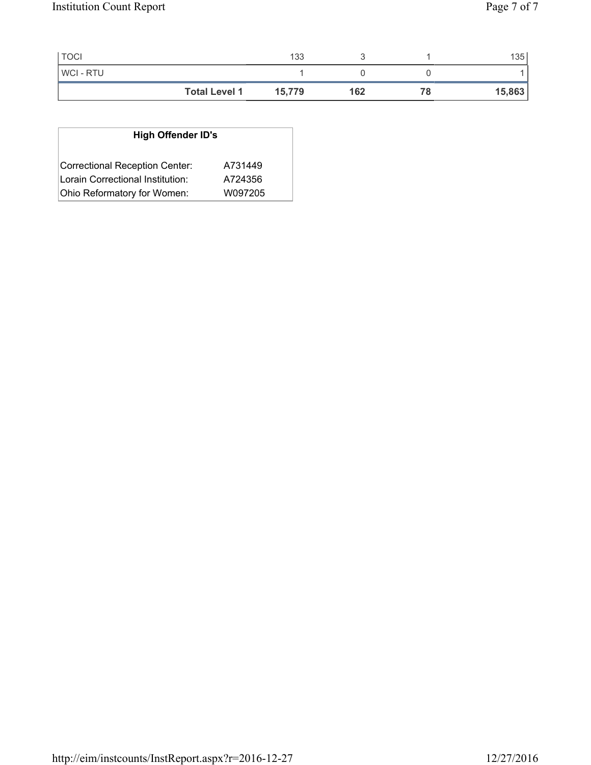| | | | | |
|---|---|---|---|---|
| TOCI | 133 | 3 | 1 | 135 |
| WCI - RTU | 1 | 0 | 0 | 1 |
| **Total Level 1** | **15,779** | **162** | **78** | **15,863** |

| **High Offender ID's** | |
|---|---|
| Correctional Reception Center: | A731449 |
| Lorain Correctional Institution: | A724356 |
| Ohio Reformatory for Women: | W097205 |